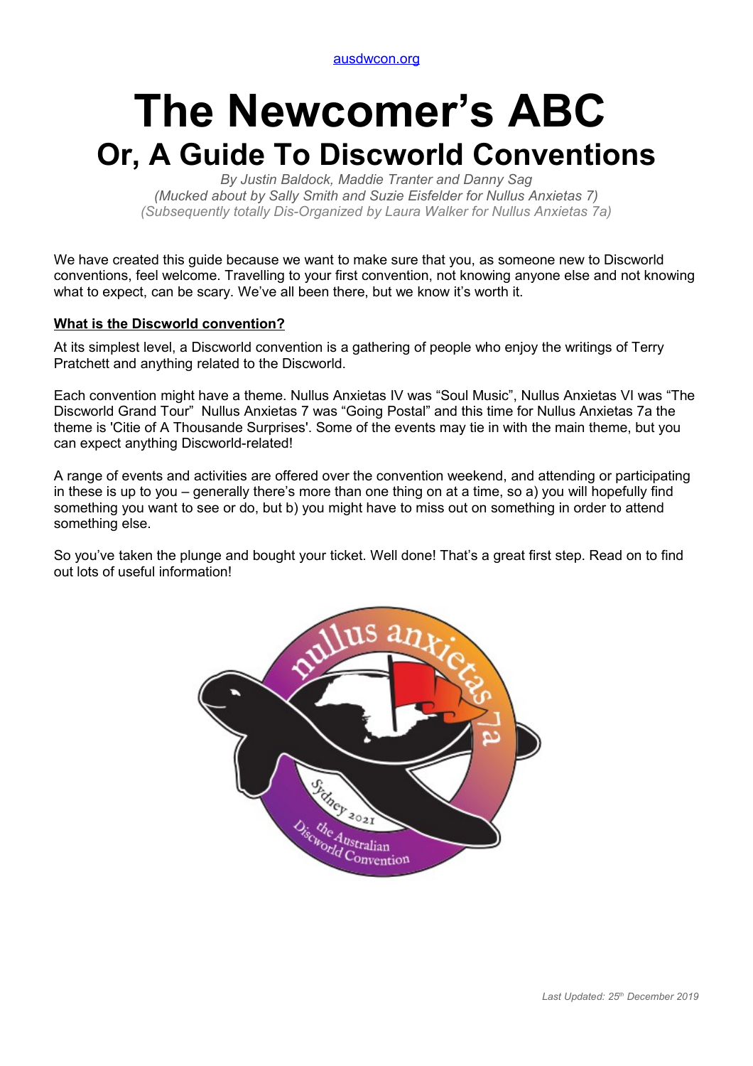ausdwcon.org

# The Newcomer's ABC

## Or, A Guide To Discworld Conventions

*By Justin Baldock, Maddie Tranter and Danny Sag*
*(Mucked about by Sally Smith and Suzie Eisfelder for Nullus Anxietas 7)*
*(Subsequently totally Dis-Organized by Laura Walker for Nullus Anxietas 7a)*

We have created this guide because we want to make sure that you, as someone new to Discworld conventions, feel welcome. Travelling to your first convention, not knowing anyone else and not knowing what to expect, can be scary. We've all been there, but we know it's worth it.

**What is the Discworld convention?**

At its simplest level, a Discworld convention is a gathering of people who enjoy the writings of Terry Pratchett and anything related to the Discworld.

Each convention might have a theme. Nullus Anxietas IV was "Soul Music", Nullus Anxietas VI was "The Discworld Grand Tour" Nullus Anxietas 7 was "Going Postal" and this time for Nullus Anxietas 7a the theme is 'Citie of A Thousande Surprises'. Some of the events may tie in with the main theme, but you can expect anything Discworld-related!

A range of events and activities are offered over the convention weekend, and attending or participating in these is up to you – generally there's more than one thing on at a time, so a) you will hopefully find something you want to see or do, but b) you might have to miss out on something in order to attend something else.

So you've taken the plunge and bought your ticket. Well done! That's a great first step. Read on to find out lots of useful information!

nullus anxietas 7a
Sydney 2021
the Australian Discworld Convention

*Last Updated: 25th December 2019*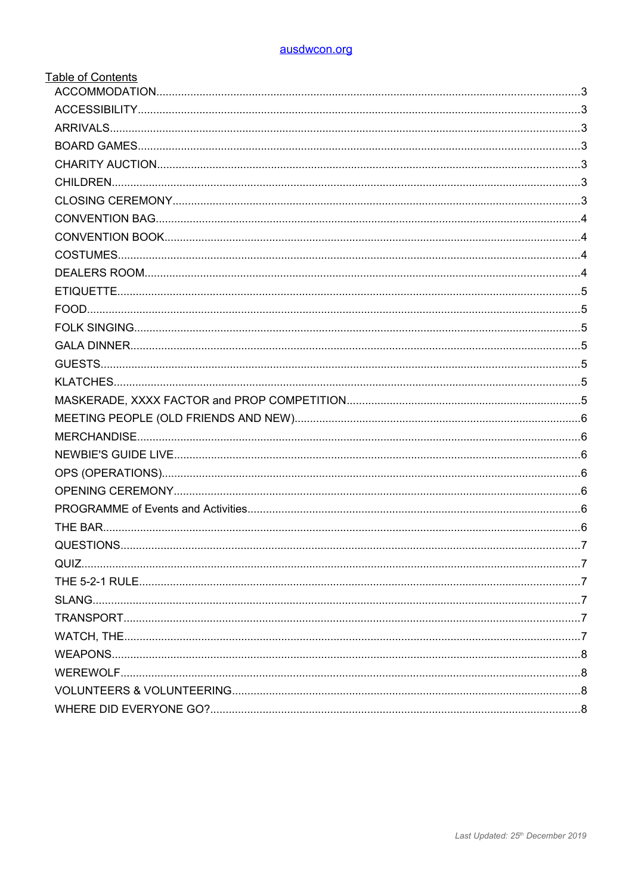ausdwcon.org

Table of Contents

- ACCOMMODATION.....3
- ACCESSIBILITY.....3
- ARRIVALS.....3
- BOARD GAMES.....3
- CHARITY AUCTION.....3
- CHILDREN.....3
- CLOSING CEREMONY.....3
- CONVENTION BAG.....4
- CONVENTION BOOK.....4
- COSTUMES.....4
- DEALERS ROOM.....4
- ETIQUETTE.....5
- FOOD.....5
- FOLK SINGING.....5
- GALA DINNER.....5
- GUESTS.....5
- KLATCHES.....5
- MASKERADE, XXXX FACTOR and PROP COMPETITION.....5
- MEETING PEOPLE (OLD FRIENDS AND NEW).....6
- MERCHANDISE.....6
- NEWBIE'S GUIDE LIVE.....6
- OPS (OPERATIONS).....6
- OPENING CEREMONY.....6
- PROGRAMME of Events and Activities.....6
- THE BAR.....6
- QUESTIONS.....7
- QUIZ.....7
- THE 5-2-1 RULE.....7
- SLANG.....7
- TRANSPORT.....7
- WATCH, THE.....7
- WEAPONS.....8
- WEREWOLF.....8
- VOLUNTEERS & VOLUNTEERING.....8
- WHERE DID EVERYONE GO?.....8

*Last Updated: 25th December 2019*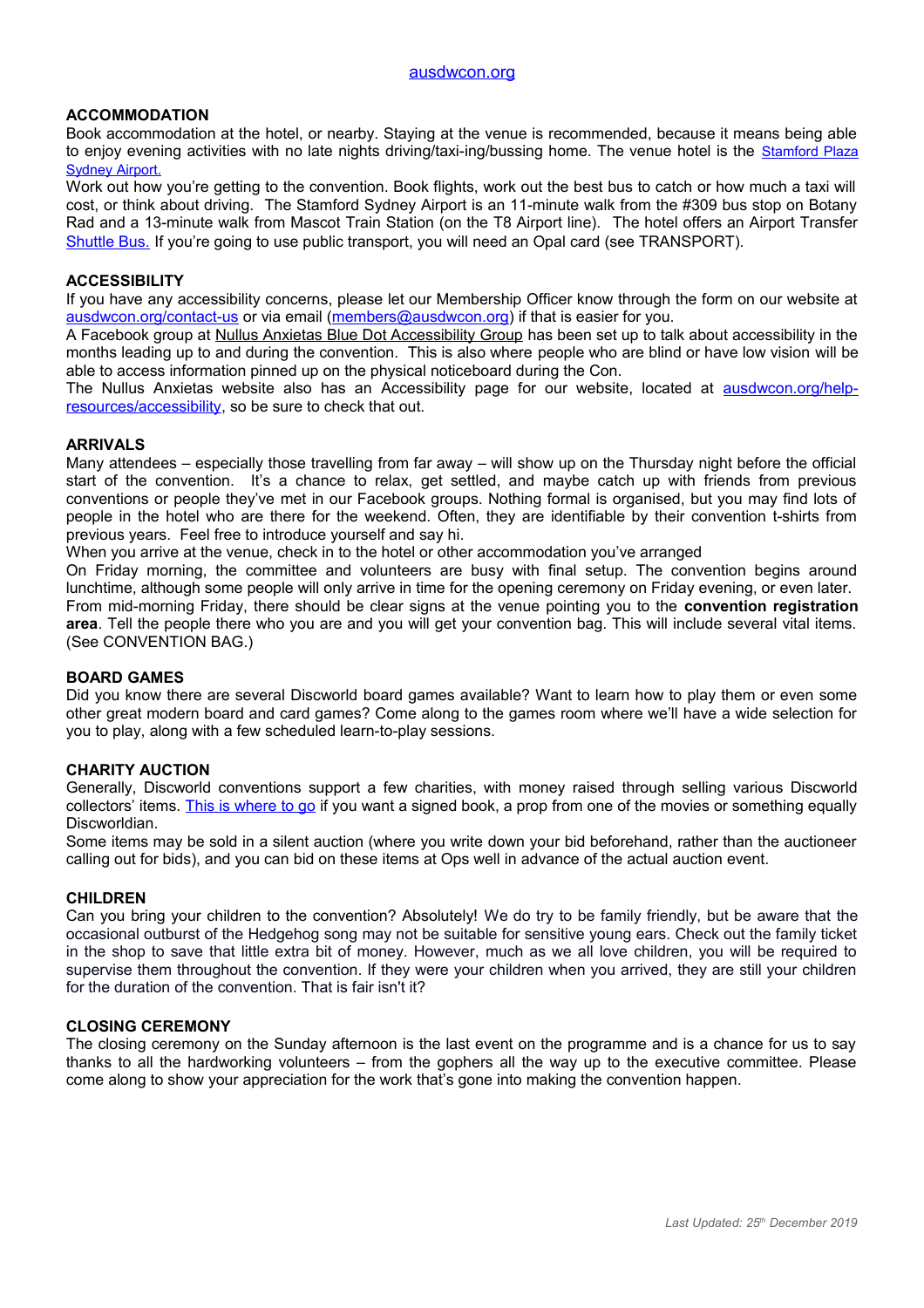ausdwcon.org

**ACCOMMODATION**

Book accommodation at the hotel, or nearby. Staying at the venue is recommended, because it means being able to enjoy evening activities with no late nights driving/taxi-ing/bussing home. The venue hotel is the Stamford Plaza Sydney Airport.

Work out how you're getting to the convention. Book flights, work out the best bus to catch or how much a taxi will cost, or think about driving. The Stamford Sydney Airport is an 11-minute walk from the #309 bus stop on Botany Rad and a 13-minute walk from Mascot Train Station (on the T8 Airport line). The hotel offers an Airport Transfer Shuttle Bus. If you're going to use public transport, you will need an Opal card (see TRANSPORT).

**ACCESSIBILITY**

If you have any accessibility concerns, please let our Membership Officer know through the form on our website at ausdwcon.org/contact-us or via email (members@ausdwcon.org) if that is easier for you.

A Facebook group at Nullus Anxietas Blue Dot Accessibility Group has been set up to talk about accessibility in the months leading up to and during the convention. This is also where people who are blind or have low vision will be able to access information pinned up on the physical noticeboard during the Con.

The Nullus Anxietas website also has an Accessibility page for our website, located at ausdwcon.org/help-resources/accessibility, so be sure to check that out.

**ARRIVALS**

Many attendees – especially those travelling from far away – will show up on the Thursday night before the official start of the convention. It's a chance to relax, get settled, and maybe catch up with friends from previous conventions or people they've met in our Facebook groups. Nothing formal is organised, but you may find lots of people in the hotel who are there for the weekend. Often, they are identifiable by their convention t-shirts from previous years. Feel free to introduce yourself and say hi.

When you arrive at the venue, check in to the hotel or other accommodation you've arranged

On Friday morning, the committee and volunteers are busy with final setup. The convention begins around lunchtime, although some people will only arrive in time for the opening ceremony on Friday evening, or even later.

From mid-morning Friday, there should be clear signs at the venue pointing you to the **convention registration area**. Tell the people there who you are and you will get your convention bag. This will include several vital items. (See CONVENTION BAG.)

**BOARD GAMES**

Did you know there are several Discworld board games available? Want to learn how to play them or even some other great modern board and card games? Come along to the games room where we'll have a wide selection for you to play, along with a few scheduled learn-to-play sessions.

**CHARITY AUCTION**

Generally, Discworld conventions support a few charities, with money raised through selling various Discworld collectors' items. This is where to go if you want a signed book, a prop from one of the movies or something equally Discworldian.

Some items may be sold in a silent auction (where you write down your bid beforehand, rather than the auctioneer calling out for bids), and you can bid on these items at Ops well in advance of the actual auction event.

**CHILDREN**

Can you bring your children to the convention? Absolutely! We do try to be family friendly, but be aware that the occasional outburst of the Hedgehog song may not be suitable for sensitive young ears. Check out the family ticket in the shop to save that little extra bit of money. However, much as we all love children, you will be required to supervise them throughout the convention. If they were your children when you arrived, they are still your children for the duration of the convention. That is fair isn't it?

**CLOSING CEREMONY**

The closing ceremony on the Sunday afternoon is the last event on the programme and is a chance for us to say thanks to all the hardworking volunteers – from the gophers all the way up to the executive committee. Please come along to show your appreciation for the work that's gone into making the convention happen.

*Last Updated: 25th December 2019*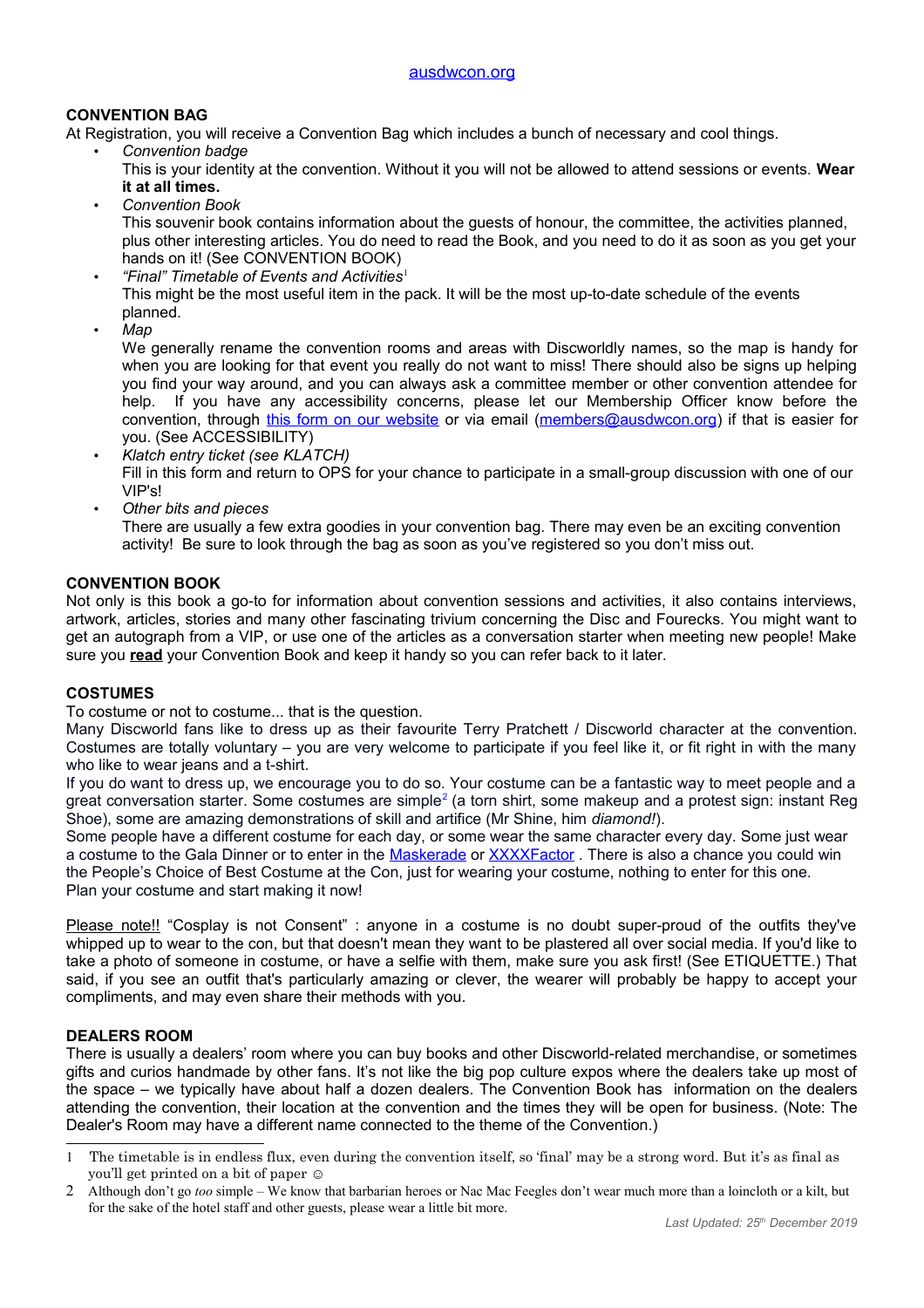[ausdwcon.org](ausdwcon.org)

**CONVENTION BAG**

At Registration, you will receive a Convention Bag which includes a bunch of necessary and cool things.

- *Convention badge*
  This is your identity at the convention. Without it you will not be allowed to attend sessions or events. **Wear it at all times.**
- *Convention Book*
  This souvenir book contains information about the guests of honour, the committee, the activities planned, plus other interesting articles. You do need to read the Book, and you need to do it as soon as you get your hands on it! (See CONVENTION BOOK)
- *"Final" Timetable of Events and Activities*[1]
  This might be the most useful item in the pack. It will be the most up-to-date schedule of the events planned.
- *Map*
  We generally rename the convention rooms and areas with Discworldly names, so the map is handy for when you are looking for that event you really do not want to miss! There should also be signs up helping you find your way around, and you can always ask a committee member or other convention attendee for help. If you have any accessibility concerns, please let our Membership Officer know before the convention, through [this form on our website](this form on our website) or via email ([members@ausdwcon.org](mailto:members@ausdwcon.org)) if that is easier for you. (See ACCESSIBILITY)
- *Klatch entry ticket (see KLATCH)*
  Fill in this form and return to OPS for your chance to participate in a small-group discussion with one of our VIP's!
- *Other bits and pieces*
  There are usually a few extra goodies in your convention bag. There may even be an exciting convention activity! Be sure to look through the bag as soon as you've registered so you don't miss out.

**CONVENTION BOOK**

Not only is this book a go-to for information about convention sessions and activities, it also contains interviews, artwork, articles, stories and many other fascinating trivium concerning the Disc and Fourecks. You might want to get an autograph from a VIP, or use one of the articles as a conversation starter when meeting new people! Make sure you **read** your Convention Book and keep it handy so you can refer back to it later.

**COSTUMES**

To costume or not to costume... that is the question.
Many Discworld fans like to dress up as their favourite Terry Pratchett / Discworld character at the convention. Costumes are totally voluntary – you are very welcome to participate if you feel like it, or fit right in with the many who like to wear jeans and a t-shirt.
If you do want to dress up, we encourage you to do so. Your costume can be a fantastic way to meet people and a great conversation starter. Some costumes are simple[2] (a torn shirt, some makeup and a protest sign: instant Reg Shoe), some are amazing demonstrations of skill and artifice (Mr Shine, him *diamond!*).
Some people have a different costume for each day, or some wear the same character every day. Some just wear a costume to the Gala Dinner or to enter in the [Maskerade](Maskerade) or [XXXXFactor](XXXXFactor) . There is also a chance you could win the People's Choice of Best Costume at the Con, just for wearing your costume, nothing to enter for this one.
Plan your costume and start making it now!

Please note!! "Cosplay is not Consent" : anyone in a costume is no doubt super-proud of the outfits they've whipped up to wear to the con, but that doesn't mean they want to be plastered all over social media. If you'd like to take a photo of someone in costume, or have a selfie with them, make sure you ask first! (See ETIQUETTE.) That said, if you see an outfit that's particularly amazing or clever, the wearer will probably be happy to accept your compliments, and may even share their methods with you.

**DEALERS ROOM**

There is usually a dealers' room where you can buy books and other Discworld-related merchandise, or sometimes gifts and curios handmade by other fans. It's not like the big pop culture expos where the dealers take up most of the space – we typically have about half a dozen dealers. The Convention Book has information on the dealers attending the convention, their location at the convention and the times they will be open for business. (Note: The Dealer's Room may have a different name connected to the theme of the Convention.)

---

1 The timetable is in endless flux, even during the convention itself, so 'final' may be a strong word. But it's as final as you'll get printed on a bit of paper ☺

2 Although don't go *too* simple – We know that barbarian heroes or Nac Mac Feegles don't wear much more than a loincloth or a kilt, but for the sake of the hotel staff and other guests, please wear a little bit more.

*Last Updated: 25th December 2019*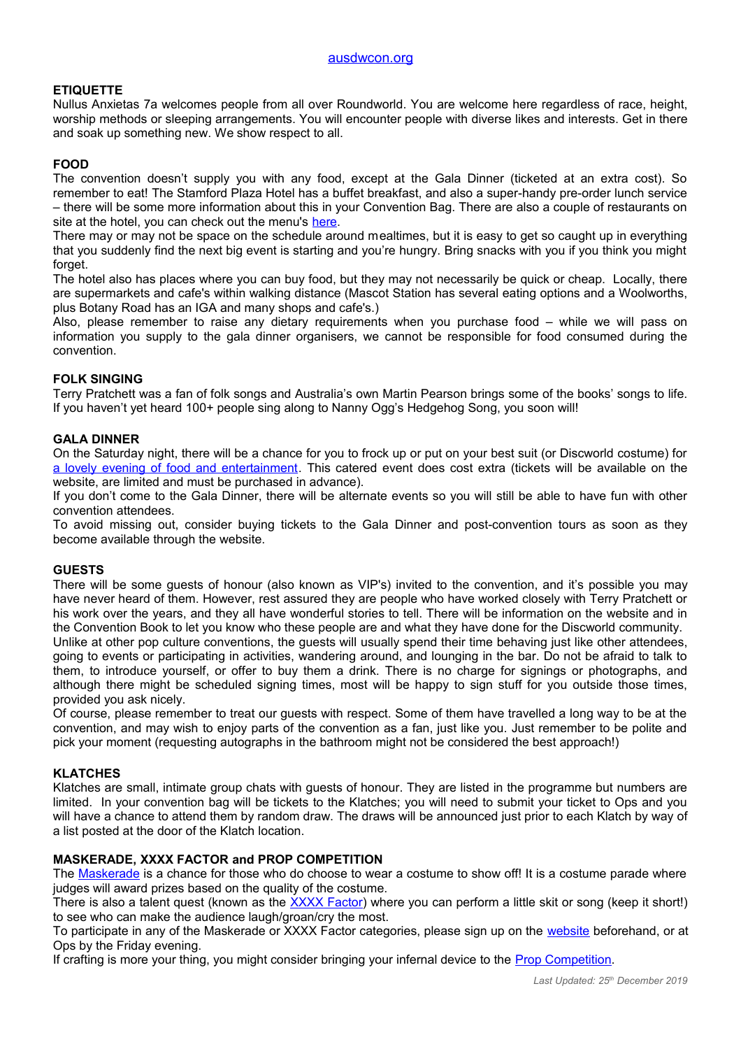ausdwcon.org

## ETIQUETTE

Nullus Anxietas 7a welcomes people from all over Roundworld. You are welcome here regardless of race, height, worship methods or sleeping arrangements. You will encounter people with diverse likes and interests. Get in there and soak up something new. We show respect to all.

## FOOD

The convention doesn't supply you with any food, except at the Gala Dinner (ticketed at an extra cost). So remember to eat! The Stamford Plaza Hotel has a buffet breakfast, and also a super-handy pre-order lunch service – there will be some more information about this in your Convention Bag. There are also a couple of restaurants on site at the hotel, you can check out the menu's here.

There may or may not be space on the schedule around mealtimes, but it is easy to get so caught up in everything that you suddenly find the next big event is starting and you're hungry. Bring snacks with you if you think you might forget.

The hotel also has places where you can buy food, but they may not necessarily be quick or cheap. Locally, there are supermarkets and cafe's within walking distance (Mascot Station has several eating options and a Woolworths, plus Botany Road has an IGA and many shops and cafe's.)

Also, please remember to raise any dietary requirements when you purchase food – while we will pass on information you supply to the gala dinner organisers, we cannot be responsible for food consumed during the convention.

## FOLK SINGING

Terry Pratchett was a fan of folk songs and Australia's own Martin Pearson brings some of the books' songs to life. If you haven't yet heard 100+ people sing along to Nanny Ogg's Hedgehog Song, you soon will!

## GALA DINNER

On the Saturday night, there will be a chance for you to frock up or put on your best suit (or Discworld costume) for a lovely evening of food and entertainment. This catered event does cost extra (tickets will be available on the website, are limited and must be purchased in advance).

If you don't come to the Gala Dinner, there will be alternate events so you will still be able to have fun with other convention attendees.

To avoid missing out, consider buying tickets to the Gala Dinner and post-convention tours as soon as they become available through the website.

## GUESTS

There will be some guests of honour (also known as VIP's) invited to the convention, and it's possible you may have never heard of them. However, rest assured they are people who have worked closely with Terry Pratchett or his work over the years, and they all have wonderful stories to tell. There will be information on the website and in the Convention Book to let you know who these people are and what they have done for the Discworld community.

Unlike at other pop culture conventions, the guests will usually spend their time behaving just like other attendees, going to events or participating in activities, wandering around, and lounging in the bar. Do not be afraid to talk to them, to introduce yourself, or offer to buy them a drink. There is no charge for signings or photographs, and although there might be scheduled signing times, most will be happy to sign stuff for you outside those times, provided you ask nicely.

Of course, please remember to treat our guests with respect. Some of them have travelled a long way to be at the convention, and may wish to enjoy parts of the convention as a fan, just like you. Just remember to be polite and pick your moment (requesting autographs in the bathroom might not be considered the best approach!)

## KLATCHES

Klatches are small, intimate group chats with guests of honour. They are listed in the programme but numbers are limited. In your convention bag will be tickets to the Klatches; you will need to submit your ticket to Ops and you will have a chance to attend them by random draw. The draws will be announced just prior to each Klatch by way of a list posted at the door of the Klatch location.

## MASKERADE, XXXX FACTOR and PROP COMPETITION

The Maskerade is a chance for those who do choose to wear a costume to show off! It is a costume parade where judges will award prizes based on the quality of the costume.

There is also a talent quest (known as the XXXX Factor) where you can perform a little skit or song (keep it short!) to see who can make the audience laugh/groan/cry the most.

To participate in any of the Maskerade or XXXX Factor categories, please sign up on the website beforehand, or at Ops by the Friday evening.

If crafting is more your thing, you might consider bringing your infernal device to the Prop Competition.

*Last Updated: 25th December 2019*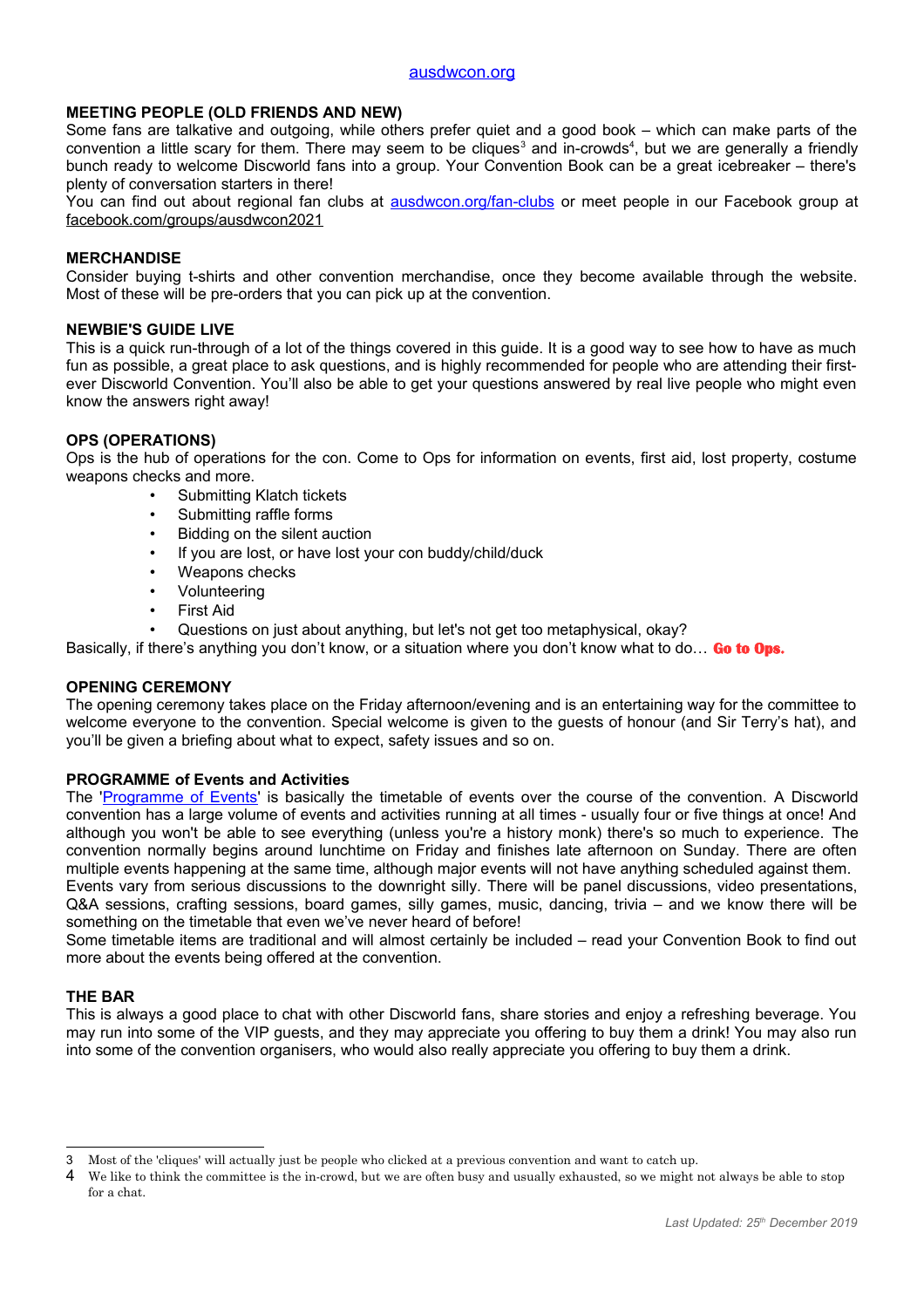ausdwcon.org

## MEETING PEOPLE (OLD FRIENDS AND NEW)

Some fans are talkative and outgoing, while others prefer quiet and a good book – which can make parts of the convention a little scary for them. There may seem to be cliques[3] and in-crowds[4], but we are generally a friendly bunch ready to welcome Discworld fans into a group. Your Convention Book can be a great icebreaker – there's plenty of conversation starters in there!

You can find out about regional fan clubs at ausdwcon.org/fan-clubs or meet people in our Facebook group at facebook.com/groups/ausdwcon2021

## MERCHANDISE

Consider buying t-shirts and other convention merchandise, once they become available through the website. Most of these will be pre-orders that you can pick up at the convention.

## NEWBIE'S GUIDE LIVE

This is a quick run-through of a lot of the things covered in this guide. It is a good way to see how to have as much fun as possible, a great place to ask questions, and is highly recommended for people who are attending their first-ever Discworld Convention. You'll also be able to get your questions answered by real live people who might even know the answers right away!

## OPS (OPERATIONS)

Ops is the hub of operations for the con. Come to Ops for information on events, first aid, lost property, costume weapons checks and more.

- Submitting Klatch tickets
- Submitting raffle forms
- Bidding on the silent auction
- If you are lost, or have lost your con buddy/child/duck
- Weapons checks
- Volunteering
- First Aid
- Questions on just about anything, but let's not get too metaphysical, okay?

Basically, if there's anything you don't know, or a situation where you don't know what to do… **Go to Ops.**

## OPENING CEREMONY

The opening ceremony takes place on the Friday afternoon/evening and is an entertaining way for the committee to welcome everyone to the convention. Special welcome is given to the guests of honour (and Sir Terry's hat), and you'll be given a briefing about what to expect, safety issues and so on.

## PROGRAMME of Events and Activities

The 'Programme of Events' is basically the timetable of events over the course of the convention. A Discworld convention has a large volume of events and activities running at all times - usually four or five things at once! And although you won't be able to see everything (unless you're a history monk) there's so much to experience. The convention normally begins around lunchtime on Friday and finishes late afternoon on Sunday. There are often multiple events happening at the same time, although major events will not have anything scheduled against them.

Events vary from serious discussions to the downright silly. There will be panel discussions, video presentations, Q&A sessions, crafting sessions, board games, silly games, music, dancing, trivia – and we know there will be something on the timetable that even we've never heard of before!

Some timetable items are traditional and will almost certainly be included – read your Convention Book to find out more about the events being offered at the convention.

## THE BAR

This is always a good place to chat with other Discworld fans, share stories and enjoy a refreshing beverage. You may run into some of the VIP guests, and they may appreciate you offering to buy them a drink! You may also run into some of the convention organisers, who would also really appreciate you offering to buy them a drink.

---

[3] Most of the 'cliques' will actually just be people who clicked at a previous convention and want to catch up.

[4] We like to think the committee is the in-crowd, but we are often busy and usually exhausted, so we might not always be able to stop for a chat.

*Last Updated: 25th December 2019*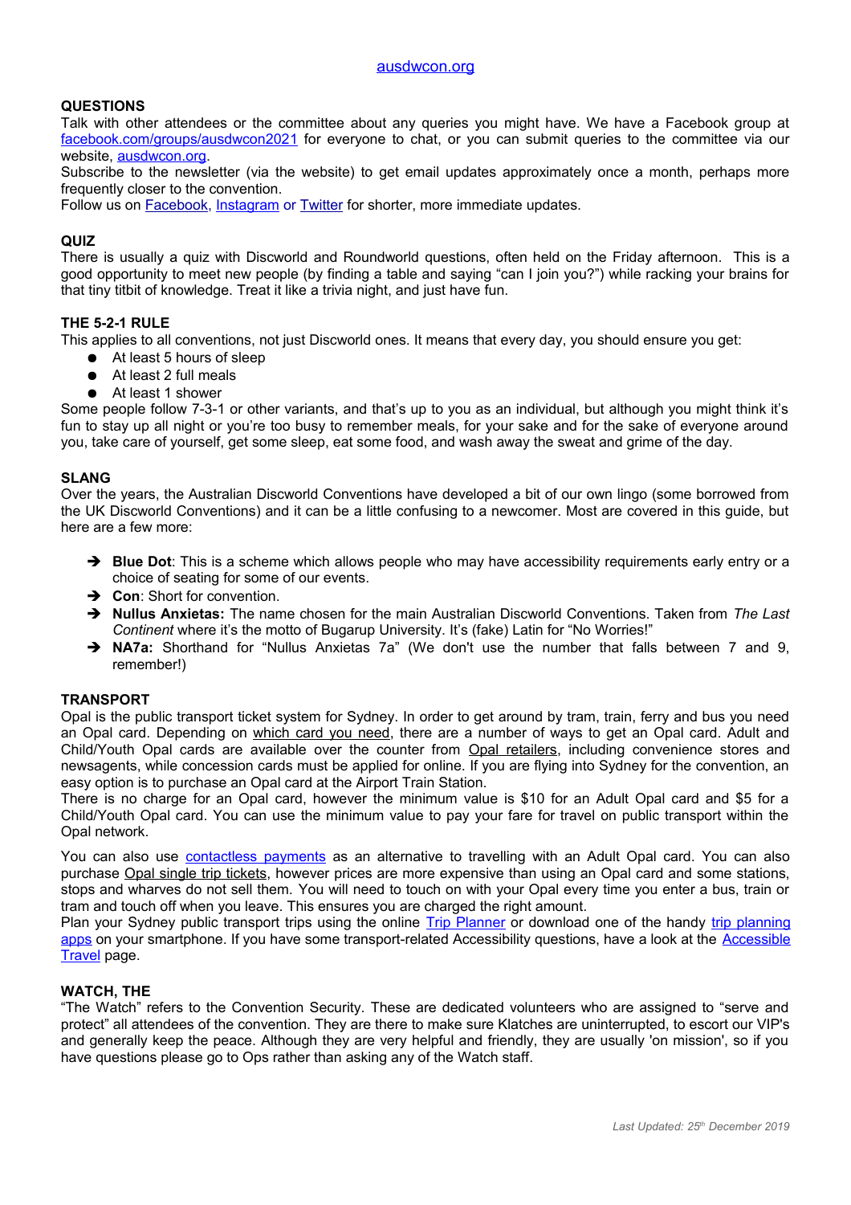ausdwcon.org

## QUESTIONS

Talk with other attendees or the committee about any queries you might have. We have a Facebook group at facebook.com/groups/ausdwcon2021 for everyone to chat, or you can submit queries to the committee via our website, ausdwcon.org.
Subscribe to the newsletter (via the website) to get email updates approximately once a month, perhaps more frequently closer to the convention.
Follow us on Facebook, Instagram or Twitter for shorter, more immediate updates.

## QUIZ

There is usually a quiz with Discworld and Roundworld questions, often held on the Friday afternoon. This is a good opportunity to meet new people (by finding a table and saying "can I join you?") while racking your brains for that tiny titbit of knowledge. Treat it like a trivia night, and just have fun.

## THE 5-2-1 RULE

This applies to all conventions, not just Discworld ones. It means that every day, you should ensure you get:

- At least 5 hours of sleep
- At least 2 full meals
- At least 1 shower

Some people follow 7-3-1 or other variants, and that's up to you as an individual, but although you might think it's fun to stay up all night or you're too busy to remember meals, for your sake and for the sake of everyone around you, take care of yourself, get some sleep, eat some food, and wash away the sweat and grime of the day.

## SLANG

Over the years, the Australian Discworld Conventions have developed a bit of our own lingo (some borrowed from the UK Discworld Conventions) and it can be a little confusing to a newcomer. Most are covered in this guide, but here are a few more:

- **Blue Dot**: This is a scheme which allows people who may have accessibility requirements early entry or a choice of seating for some of our events.
- **Con**: Short for convention.
- **Nullus Anxietas:** The name chosen for the main Australian Discworld Conventions. Taken from *The Last Continent* where it's the motto of Bugarup University. It's (fake) Latin for "No Worries!"
- **NA7a:** Shorthand for "Nullus Anxietas 7a" (We don't use the number that falls between 7 and 9, remember!)

## TRANSPORT

Opal is the public transport ticket system for Sydney. In order to get around by tram, train, ferry and bus you need an Opal card. Depending on which card you need, there are a number of ways to get an Opal card. Adult and Child/Youth Opal cards are available over the counter from Opal retailers, including convenience stores and newsagents, while concession cards must be applied for online. If you are flying into Sydney for the convention, an easy option is to purchase an Opal card at the Airport Train Station.
There is no charge for an Opal card, however the minimum value is $10 for an Adult Opal card and $5 for a Child/Youth Opal card. You can use the minimum value to pay your fare for travel on public transport within the Opal network.

You can also use contactless payments as an alternative to travelling with an Adult Opal card. You can also purchase Opal single trip tickets, however prices are more expensive than using an Opal card and some stations, stops and wharves do not sell them. You will need to touch on with your Opal every time you enter a bus, train or tram and touch off when you leave. This ensures you are charged the right amount.
Plan your Sydney public transport trips using the online Trip Planner or download one of the handy trip planning apps on your smartphone. If you have some transport-related Accessibility questions, have a look at the Accessible Travel page.

## WATCH, THE

"The Watch" refers to the Convention Security. These are dedicated volunteers who are assigned to "serve and protect" all attendees of the convention. They are there to make sure Klatches are uninterrupted, to escort our VIP's and generally keep the peace. Although they are very helpful and friendly, they are usually 'on mission', so if you have questions please go to Ops rather than asking any of the Watch staff.

*Last Updated: 25th December 2019*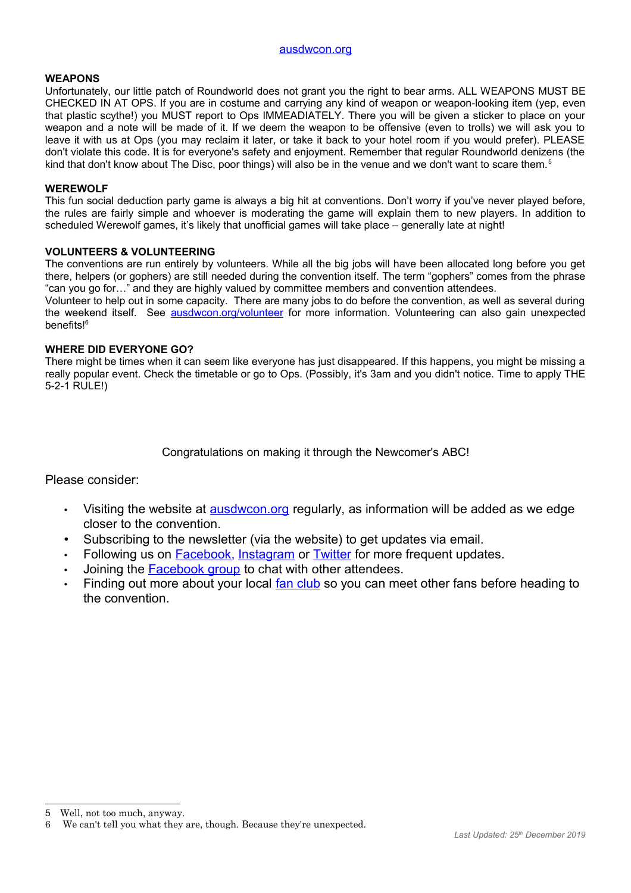ausdwcon.org

**WEAPONS**

Unfortunately, our little patch of Roundworld does not grant you the right to bear arms. ALL WEAPONS MUST BE CHECKED IN AT OPS. If you are in costume and carrying any kind of weapon or weapon-looking item (yep, even that plastic scythe!) you MUST report to Ops IMMEADIATELY. There you will be given a sticker to place on your weapon and a note will be made of it. If we deem the weapon to be offensive (even to trolls) we will ask you to leave it with us at Ops (you may reclaim it later, or take it back to your hotel room if you would prefer). PLEASE don't violate this code. It is for everyone's safety and enjoyment. Remember that regular Roundworld denizens (the kind that don't know about The Disc, poor things) will also be in the venue and we don't want to scare them.[5]

**WEREWOLF**

This fun social deduction party game is always a big hit at conventions. Don't worry if you've never played before, the rules are fairly simple and whoever is moderating the game will explain them to new players. In addition to scheduled Werewolf games, it's likely that unofficial games will take place – generally late at night!

**VOLUNTEERS & VOLUNTEERING**

The conventions are run entirely by volunteers. While all the big jobs will have been allocated long before you get there, helpers (or gophers) are still needed during the convention itself. The term "gophers" comes from the phrase "can you go for…" and they are highly valued by committee members and convention attendees.
Volunteer to help out in some capacity. There are many jobs to do before the convention, as well as several during the weekend itself. See ausdwcon.org/volunteer for more information. Volunteering can also gain unexpected benefits![6]

**WHERE DID EVERYONE GO?**

There might be times when it can seem like everyone has just disappeared. If this happens, you might be missing a really popular event. Check the timetable or go to Ops. (Possibly, it's 3am and you didn't notice. Time to apply THE 5-2-1 RULE!)

Congratulations on making it through the Newcomer's ABC!

Please consider:

- Visiting the website at ausdwcon.org regularly, as information will be added as we edge closer to the convention.
- Subscribing to the newsletter (via the website) to get updates via email.
- Following us on Facebook, Instagram or Twitter for more frequent updates.
- Joining the Facebook group to chat with other attendees.
- Finding out more about your local fan club so you can meet other fans before heading to the convention.

5 Well, not too much, anyway.

6 We can't tell you what they are, though. Because they're unexpected.

*Last Updated: 25th December 2019*